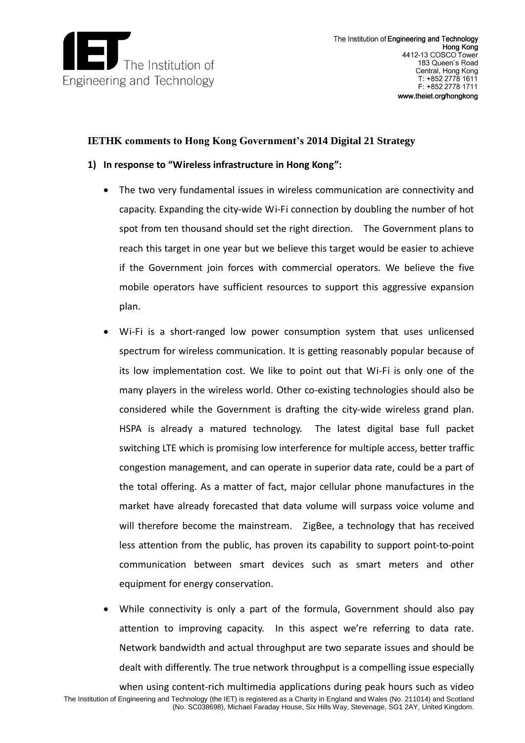The Institution of **Engineering and Technology**
**Hong Kong**
4412-13 COSCO Tower
183 Queen's Road
Central, Hong Kong
T: +852 2778 1611
F: +852 2778 1711
**www.theiet.org/hongkong**

## IETHK comments to Hong Kong Government's 2014 Digital 21 Strategy

**1) In response to "Wireless infrastructure in Hong Kong":**

- The two very fundamental issues in wireless communication are connectivity and capacity. Expanding the city-wide Wi-Fi connection by doubling the number of hot spot from ten thousand should set the right direction. The Government plans to reach this target in one year but we believe this target would be easier to achieve if the Government join forces with commercial operators. We believe the five mobile operators have sufficient resources to support this aggressive expansion plan.

- Wi-Fi is a short-ranged low power consumption system that uses unlicensed spectrum for wireless communication. It is getting reasonably popular because of its low implementation cost. We like to point out that Wi-Fi is only one of the many players in the wireless world. Other co-existing technologies should also be considered while the Government is drafting the city-wide wireless grand plan. HSPA is already a matured technology. The latest digital base full packet switching LTE which is promising low interference for multiple access, better traffic congestion management, and can operate in superior data rate, could be a part of the total offering. As a matter of fact, major cellular phone manufactures in the market have already forecasted that data volume will surpass voice volume and will therefore become the mainstream. ZigBee, a technology that has received less attention from the public, has proven its capability to support point-to-point communication between smart devices such as smart meters and other equipment for energy conservation.

- While connectivity is only a part of the formula, Government should also pay attention to improving capacity. In this aspect we're referring to data rate. Network bandwidth and actual throughput are two separate issues and should be dealt with differently. The true network throughput is a compelling issue especially when using content-rich multimedia applications during peak hours such as video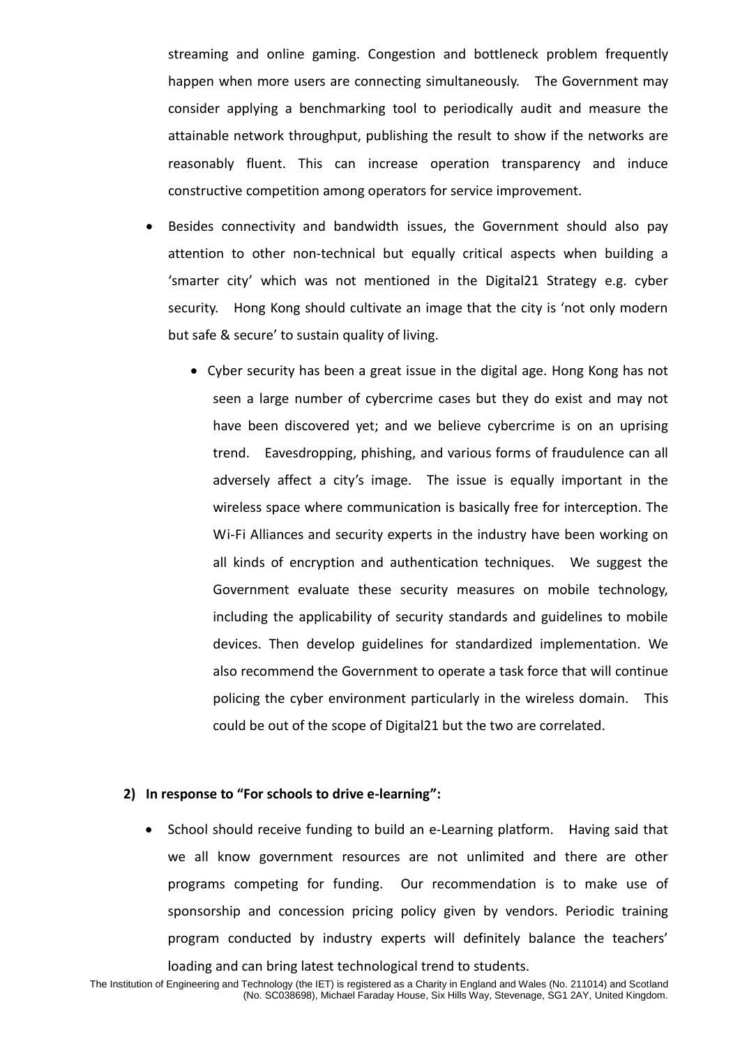streaming and online gaming. Congestion and bottleneck problem frequently happen when more users are connecting simultaneously. The Government may consider applying a benchmarking tool to periodically audit and measure the attainable network throughput, publishing the result to show if the networks are reasonably fluent. This can increase operation transparency and induce constructive competition among operators for service improvement.

- Besides connectivity and bandwidth issues, the Government should also pay attention to other non-technical but equally critical aspects when building a 'smarter city' which was not mentioned in the Digital21 Strategy e.g. cyber security. Hong Kong should cultivate an image that the city is 'not only modern but safe & secure' to sustain quality of living.
  - Cyber security has been a great issue in the digital age. Hong Kong has not seen a large number of cybercrime cases but they do exist and may not have been discovered yet; and we believe cybercrime is on an uprising trend. Eavesdropping, phishing, and various forms of fraudulence can all adversely affect a city's image. The issue is equally important in the wireless space where communication is basically free for interception. The Wi-Fi Alliances and security experts in the industry have been working on all kinds of encryption and authentication techniques. We suggest the Government evaluate these security measures on mobile technology, including the applicability of security standards and guidelines to mobile devices. Then develop guidelines for standardized implementation. We also recommend the Government to operate a task force that will continue policing the cyber environment particularly in the wireless domain. This could be out of the scope of Digital21 but the two are correlated.

**2) In response to "For schools to drive e-learning":**

- School should receive funding to build an e-Learning platform. Having said that we all know government resources are not unlimited and there are other programs competing for funding. Our recommendation is to make use of sponsorship and concession pricing policy given by vendors. Periodic training program conducted by industry experts will definitely balance the teachers' loading and can bring latest technological trend to students.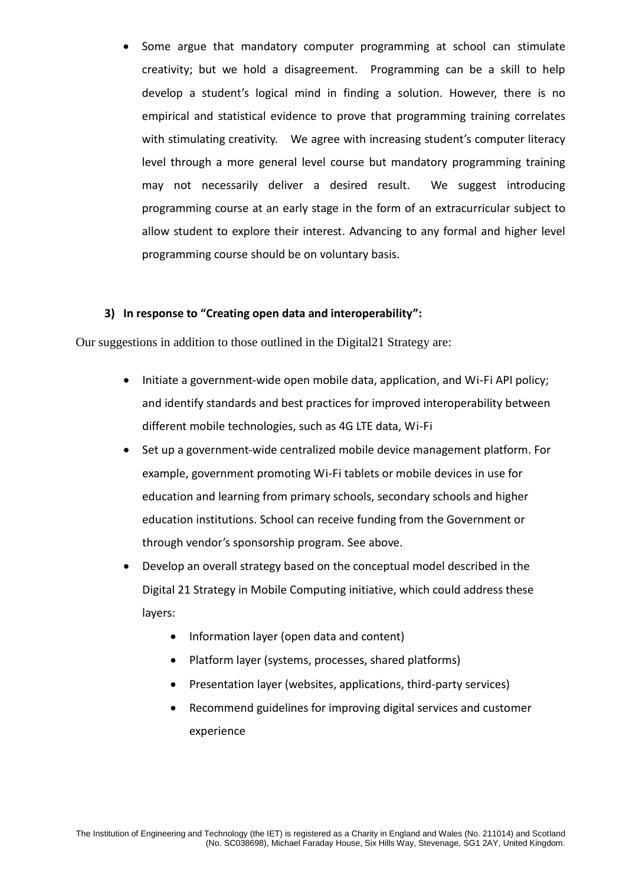- Some argue that mandatory computer programming at school can stimulate creativity; but we hold a disagreement. Programming can be a skill to help develop a student's logical mind in finding a solution. However, there is no empirical and statistical evidence to prove that programming training correlates with stimulating creativity. We agree with increasing student's computer literacy level through a more general level course but mandatory programming training may not necessarily deliver a desired result. We suggest introducing programming course at an early stage in the form of an extracurricular subject to allow student to explore their interest. Advancing to any formal and higher level programming course should be on voluntary basis.

### 3) In response to "Creating open data and interoperability":

Our suggestions in addition to those outlined in the Digital21 Strategy are:

- Initiate a government-wide open mobile data, application, and Wi-Fi API policy; and identify standards and best practices for improved interoperability between different mobile technologies, such as 4G LTE data, Wi-Fi
- Set up a government-wide centralized mobile device management platform. For example, government promoting Wi-Fi tablets or mobile devices in use for education and learning from primary schools, secondary schools and higher education institutions. School can receive funding from the Government or through vendor's sponsorship program. See above.
- Develop an overall strategy based on the conceptual model described in the Digital 21 Strategy in Mobile Computing initiative, which could address these layers:
    - Information layer (open data and content)
    - Platform layer (systems, processes, shared platforms)
    - Presentation layer (websites, applications, third-party services)
    - Recommend guidelines for improving digital services and customer experience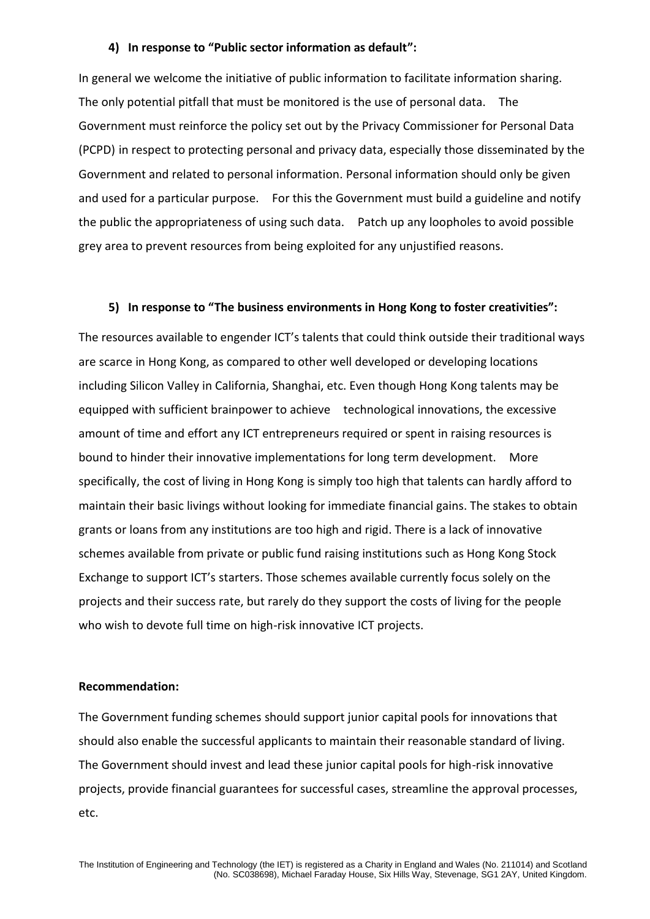**4) In response to "Public sector information as default":**

In general we welcome the initiative of public information to facilitate information sharing. The only potential pitfall that must be monitored is the use of personal data. The Government must reinforce the policy set out by the Privacy Commissioner for Personal Data (PCPD) in respect to protecting personal and privacy data, especially those disseminated by the Government and related to personal information. Personal information should only be given and used for a particular purpose. For this the Government must build a guideline and notify the public the appropriateness of using such data. Patch up any loopholes to avoid possible grey area to prevent resources from being exploited for any unjustified reasons.

**5) In response to "The business environments in Hong Kong to foster creativities":**

The resources available to engender ICT's talents that could think outside their traditional ways are scarce in Hong Kong, as compared to other well developed or developing locations including Silicon Valley in California, Shanghai, etc. Even though Hong Kong talents may be equipped with sufficient brainpower to achieve technological innovations, the excessive amount of time and effort any ICT entrepreneurs required or spent in raising resources is bound to hinder their innovative implementations for long term development. More specifically, the cost of living in Hong Kong is simply too high that talents can hardly afford to maintain their basic livings without looking for immediate financial gains. The stakes to obtain grants or loans from any institutions are too high and rigid. There is a lack of innovative schemes available from private or public fund raising institutions such as Hong Kong Stock Exchange to support ICT's starters. Those schemes available currently focus solely on the projects and their success rate, but rarely do they support the costs of living for the people who wish to devote full time on high-risk innovative ICT projects.

**Recommendation:**

The Government funding schemes should support junior capital pools for innovations that should also enable the successful applicants to maintain their reasonable standard of living. The Government should invest and lead these junior capital pools for high-risk innovative projects, provide financial guarantees for successful cases, streamline the approval processes, etc.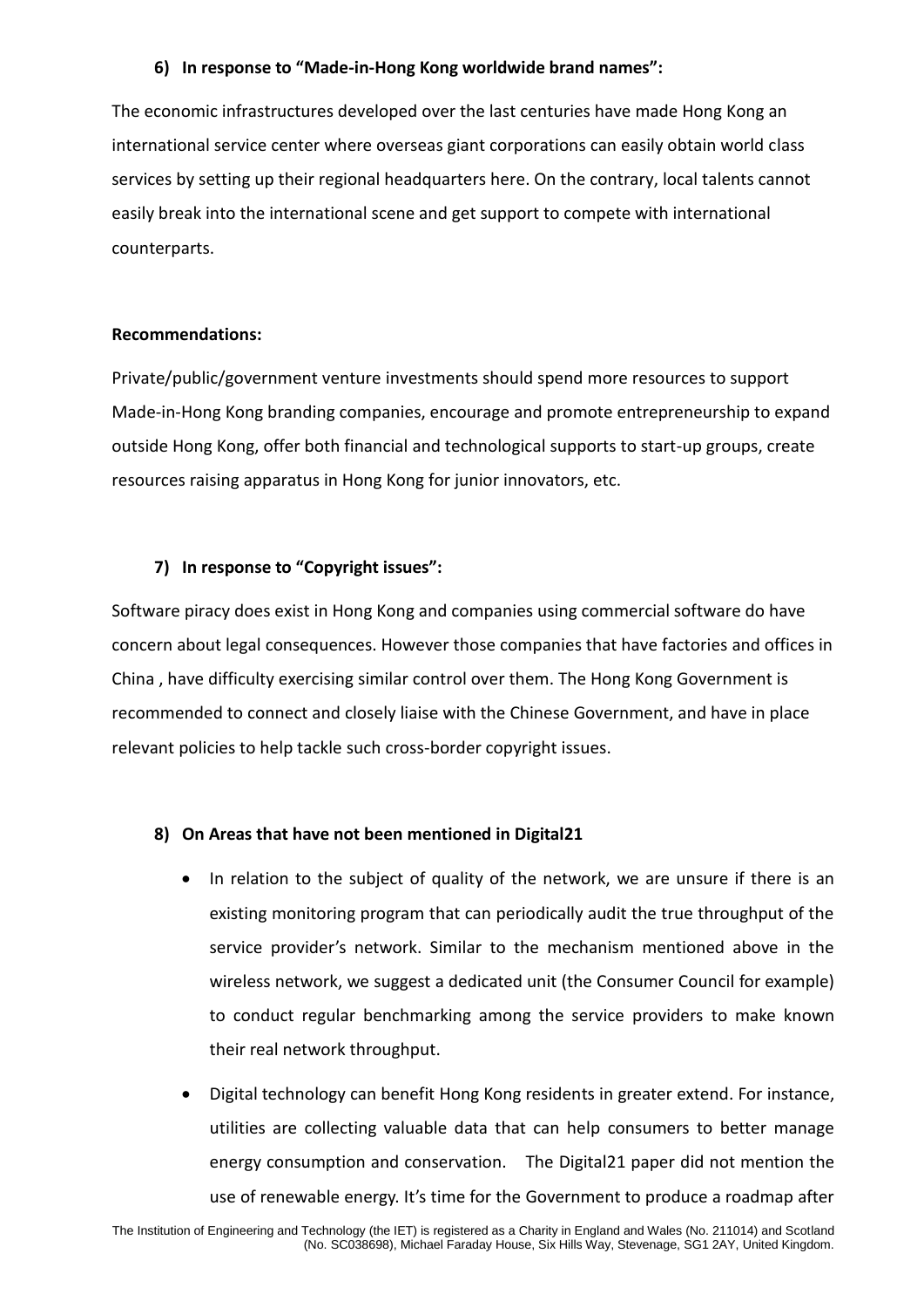### 6) In response to "Made-in-Hong Kong worldwide brand names":

The economic infrastructures developed over the last centuries have made Hong Kong an international service center where overseas giant corporations can easily obtain world class services by setting up their regional headquarters here. On the contrary, local talents cannot easily break into the international scene and get support to compete with international counterparts.

**Recommendations:**

Private/public/government venture investments should spend more resources to support Made-in-Hong Kong branding companies, encourage and promote entrepreneurship to expand outside Hong Kong, offer both financial and technological supports to start-up groups, create resources raising apparatus in Hong Kong for junior innovators, etc.

### 7) In response to "Copyright issues":

Software piracy does exist in Hong Kong and companies using commercial software do have concern about legal consequences. However those companies that have factories and offices in China , have difficulty exercising similar control over them. The Hong Kong Government is recommended to connect and closely liaise with the Chinese Government, and have in place relevant policies to help tackle such cross-border copyright issues.

### 8) On Areas that have not been mentioned in Digital21

- In relation to the subject of quality of the network, we are unsure if there is an existing monitoring program that can periodically audit the true throughput of the service provider's network. Similar to the mechanism mentioned above in the wireless network, we suggest a dedicated unit (the Consumer Council for example) to conduct regular benchmarking among the service providers to make known their real network throughput.
- Digital technology can benefit Hong Kong residents in greater extend. For instance, utilities are collecting valuable data that can help consumers to better manage energy consumption and conservation. The Digital21 paper did not mention the use of renewable energy. It's time for the Government to produce a roadmap after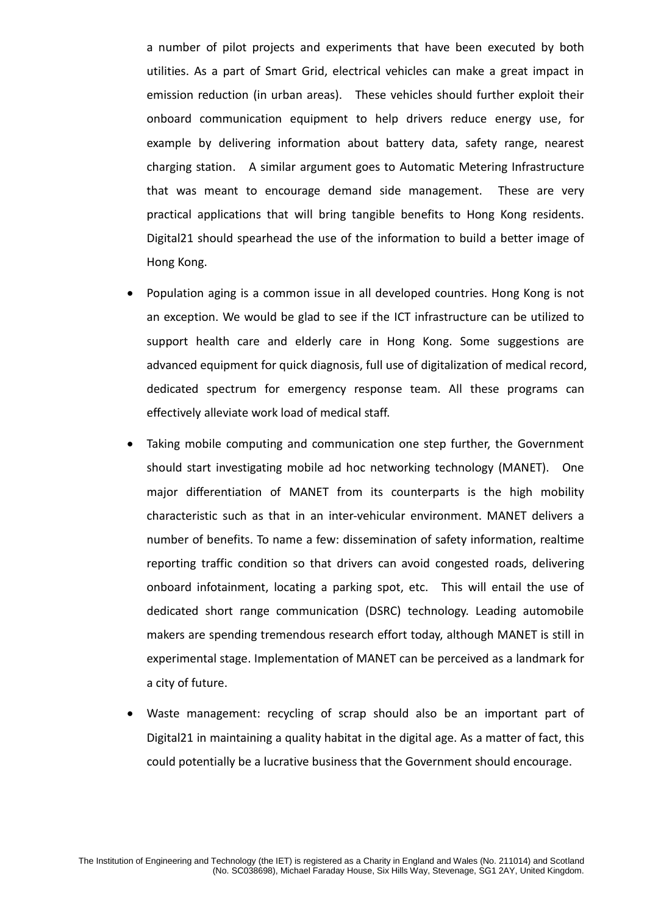a number of pilot projects and experiments that have been executed by both utilities. As a part of Smart Grid, electrical vehicles can make a great impact in emission reduction (in urban areas). These vehicles should further exploit their onboard communication equipment to help drivers reduce energy use, for example by delivering information about battery data, safety range, nearest charging station. A similar argument goes to Automatic Metering Infrastructure that was meant to encourage demand side management. These are very practical applications that will bring tangible benefits to Hong Kong residents. Digital21 should spearhead the use of the information to build a better image of Hong Kong.

- Population aging is a common issue in all developed countries. Hong Kong is not an exception. We would be glad to see if the ICT infrastructure can be utilized to support health care and elderly care in Hong Kong. Some suggestions are advanced equipment for quick diagnosis, full use of digitalization of medical record, dedicated spectrum for emergency response team. All these programs can effectively alleviate work load of medical staff.
- Taking mobile computing and communication one step further, the Government should start investigating mobile ad hoc networking technology (MANET). One major differentiation of MANET from its counterparts is the high mobility characteristic such as that in an inter-vehicular environment. MANET delivers a number of benefits. To name a few: dissemination of safety information, realtime reporting traffic condition so that drivers can avoid congested roads, delivering onboard infotainment, locating a parking spot, etc. This will entail the use of dedicated short range communication (DSRC) technology. Leading automobile makers are spending tremendous research effort today, although MANET is still in experimental stage. Implementation of MANET can be perceived as a landmark for a city of future.
- Waste management: recycling of scrap should also be an important part of Digital21 in maintaining a quality habitat in the digital age. As a matter of fact, this could potentially be a lucrative business that the Government should encourage.